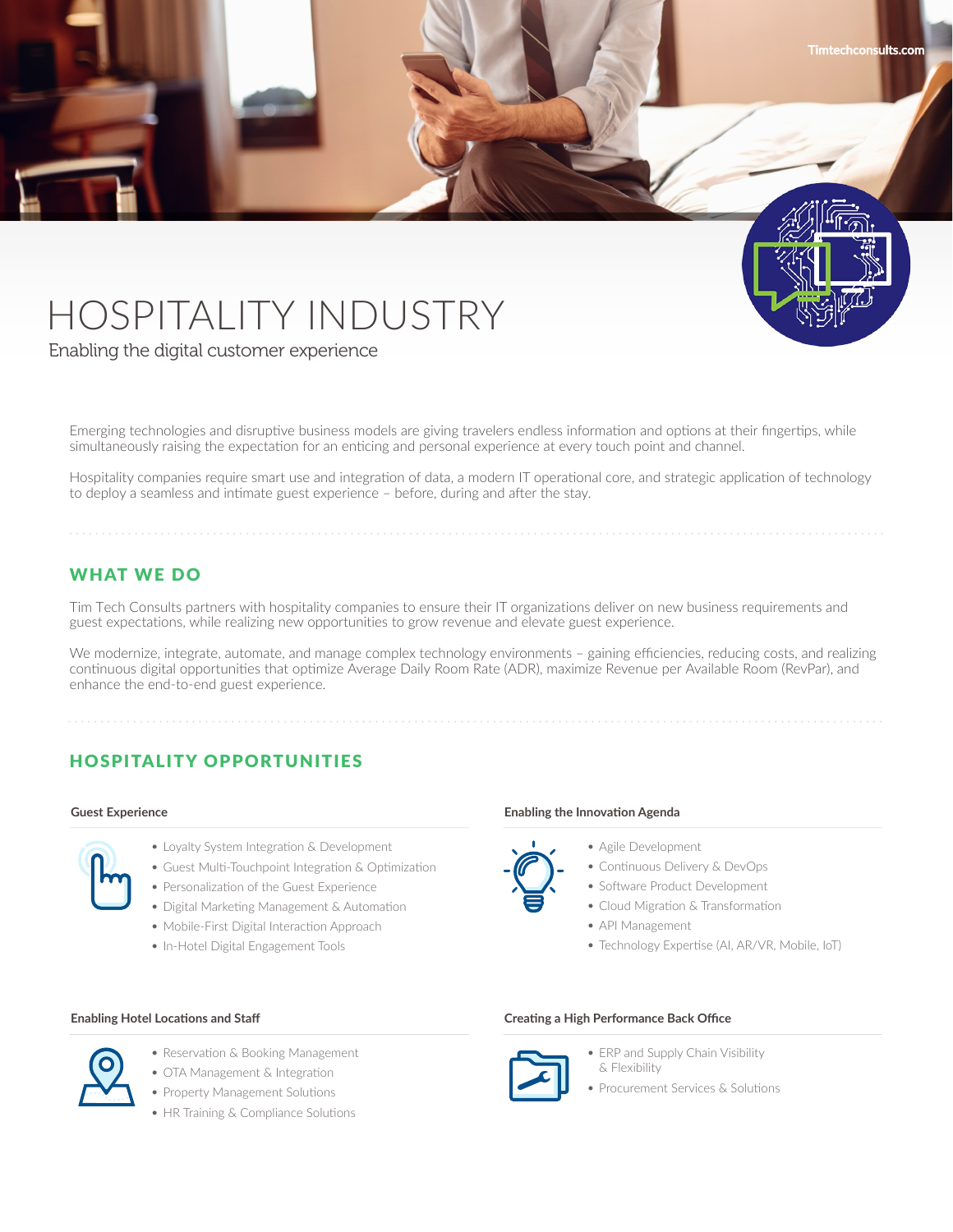Timtechconsults.com

# HOSPITALITY INDUSTRY

Enabling the digital customer experience

Emerging technologies and disruptive business models are giving travelers endless information and options at their fingertips, while simultaneously raising the expectation for an enticing and personal experience at every touch point and channel.

Hospitality companies require smart use and integration of data, a modern IT operational core, and strategic application of technology to deploy a seamless and intimate guest experience – before, during and after the stay.

## WHAT WE DO

Tim Tech Consults partners with hospitality companies to ensure their IT organizations deliver on new business requirements and guest expectations, while realizing new opportunities to grow revenue and elevate guest experience.

We modernize, integrate, automate, and manage complex technology environments – gaining efficiencies, reducing costs, and realizing continuous digital opportunities that optimize Average Daily Room Rate (ADR), maximize Revenue per Available Room (RevPar), and enhance the end-to-end guest experience.

## HOSPITALITY OPPORTUNITIES

### Guest Experience

- Loyalty System Integration & Development
- Guest Multi-Touchpoint Integration & Optimization
- Personalization of the Guest Experience
- Digital Marketing Management & Automation
- Mobile-First Digital Interaction Approach
- In-Hotel Digital Engagement Tools

### Enabling the Innovation Agenda

- Agile Development
- Continuous Delivery & DevOps
- Software Product Development
- Cloud Migration & Transformation
- API Management
- Technology Expertise (AI, AR/VR, Mobile, IoT)

### Enabling Hotel Locations and Staff

- Reservation & Booking Management
- OTA Management & Integration
- Property Management Solutions
- HR Training & Compliance Solutions

### Creating a High Performance Back Office

- ERP and Supply Chain Visibility & Flexibility
- Procurement Services & Solutions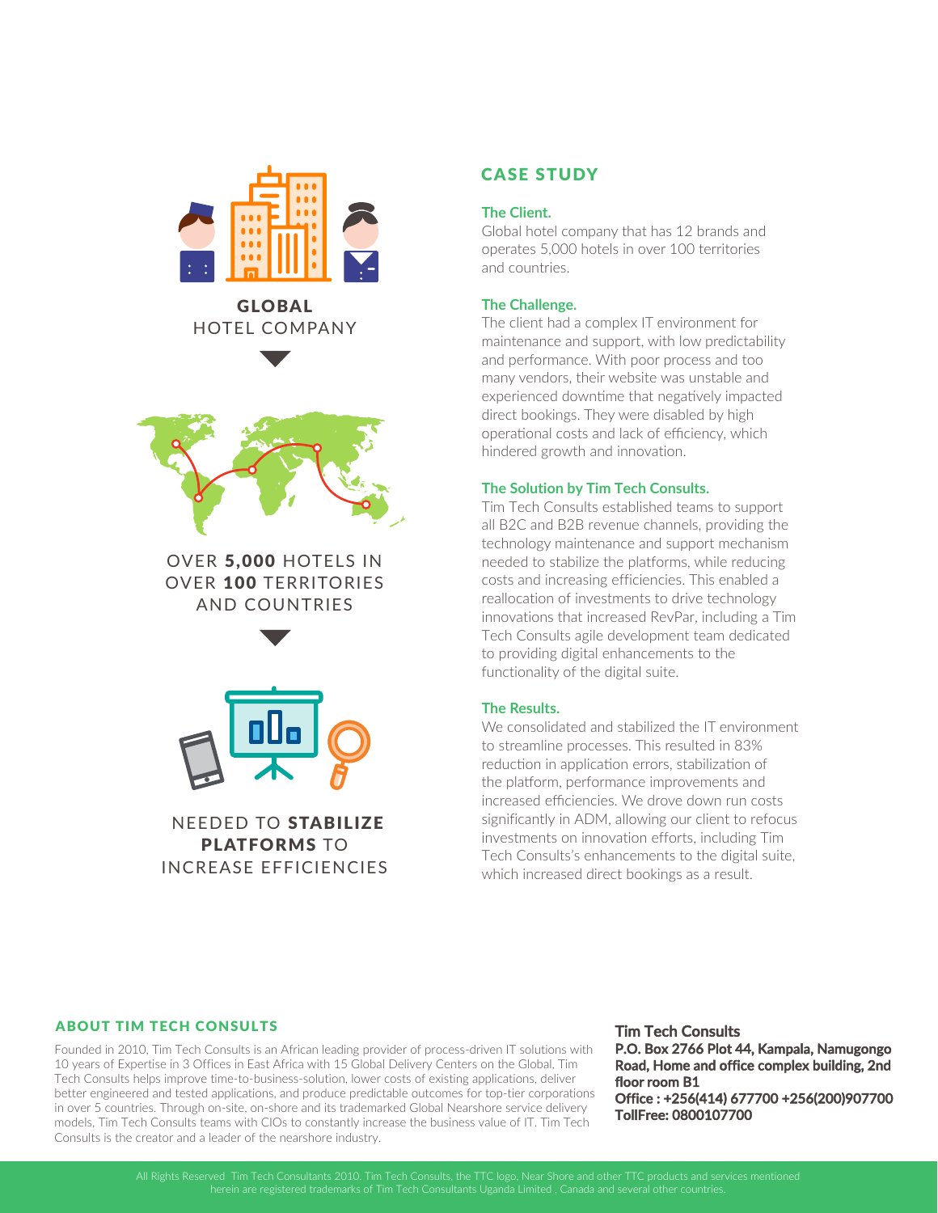**GLOBAL**
HOTEL COMPANY

OVER **5,000** HOTELS IN OVER **100** TERRITORIES AND COUNTRIES

NEEDED TO **STABILIZE PLATFORMS** TO INCREASE EFFICIENCIES

## CASE STUDY

### The Client.

Global hotel company that has 12 brands and operates 5,000 hotels in over 100 territories and countries.

### The Challenge.

The client had a complex IT environment for maintenance and support, with low predictability and performance. With poor process and too many vendors, their website was unstable and experienced downtime that negatively impacted direct bookings. They were disabled by high operational costs and lack of efficiency, which hindered growth and innovation.

### The Solution by Tim Tech Consults.

Tim Tech Consults established teams to support all B2C and B2B revenue channels, providing the technology maintenance and support mechanism needed to stabilize the platforms, while reducing costs and increasing efficiencies. This enabled a reallocation of investments to drive technology innovations that increased RevPar, including a Tim Tech Consults agile development team dedicated to providing digital enhancements to the functionality of the digital suite.

### The Results.

We consolidated and stabilized the IT environment to streamline processes. This resulted in 83% reduction in application errors, stabilization of the platform, performance improvements and increased efficiencies. We drove down run costs significantly in ADM, allowing our client to refocus investments on innovation efforts, including Tim Tech Consults's enhancements to the digital suite, which increased direct bookings as a result.

## ABOUT TIM TECH CONSULTS

Founded in 2010, Tim Tech Consults is an African leading provider of process-driven IT solutions with 10 years of Expertise in 3 Offices in East Africa with 15 Global Delivery Centers on the Global, Tim Tech Consults helps improve time-to-business-solution, lower costs of existing applications, deliver better engineered and tested applications, and produce predictable outcomes for top-tier corporations in over 5 countries. Through on-site, on-shore and its trademarked Global Nearshore service delivery models, Tim Tech Consults teams with CIOs to constantly increase the business value of IT. Tim Tech Consults is the creator and a leader of the nearshore industry.

**Tim Tech Consults**
**P.O. Box 2766 Plot 44, Kampala, Namugongo Road, Home and office complex building, 2nd floor room B1**
**Office : +256(414) 677700 +256(200)907700**
**TollFree: 0800107700**

All Rights Reserved Tim Tech Consultants 2010. Tim Tech Consults, the TTC logo, Near Shore and other TTC products and services mentioned herein are registered trademarks of Tim Tech Consultants Uganda Limited , Canada and several other countries.